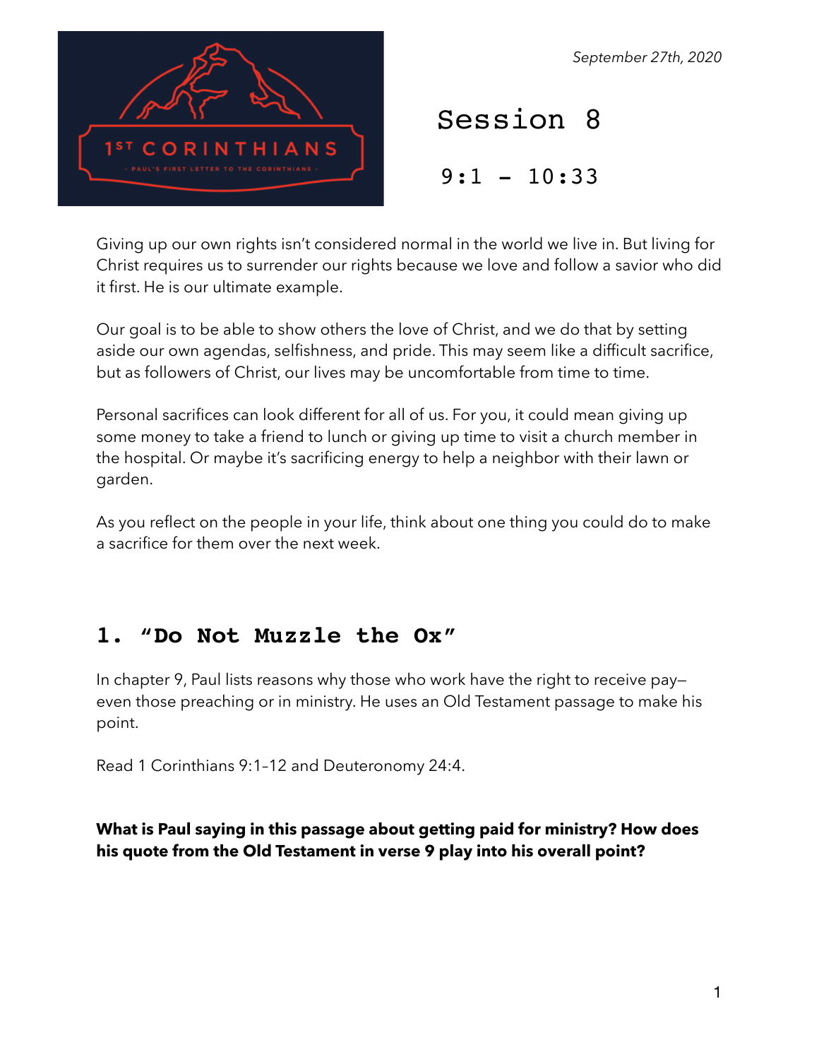*September 27th, 2020*

1ST CORINTHIANS

PAUL'S FIRST LETTER TO THE CORINTHIANS

# Session 8

## 9:1 – 10:33

Giving up our own rights isn't considered normal in the world we live in. But living for Christ requires us to surrender our rights because we love and follow a savior who did it first. He is our ultimate example.

Our goal is to be able to show others the love of Christ, and we do that by setting aside our own agendas, selfishness, and pride. This may seem like a difficult sacrifice, but as followers of Christ, our lives may be uncomfortable from time to time.

Personal sacrifices can look different for all of us. For you, it could mean giving up some money to take a friend to lunch or giving up time to visit a church member in the hospital. Or maybe it's sacrificing energy to help a neighbor with their lawn or garden.

As you reflect on the people in your life, think about one thing you could do to make a sacrifice for them over the next week.

## 1. "Do Not Muzzle the Ox"

In chapter 9, Paul lists reasons why those who work have the right to receive pay—even those preaching or in ministry. He uses an Old Testament passage to make his point.

Read 1 Corinthians 9:1–12 and Deuteronomy 24:4.

**What is Paul saying in this passage about getting paid for ministry? How does his quote from the Old Testament in verse 9 play into his overall point?**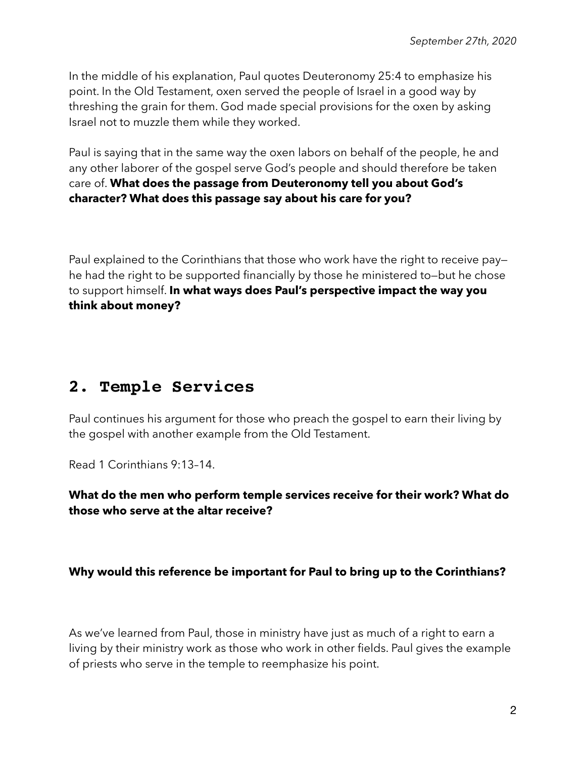In the middle of his explanation, Paul quotes Deuteronomy 25:4 to emphasize his point. In the Old Testament, oxen served the people of Israel in a good way by threshing the grain for them. God made special provisions for the oxen by asking Israel not to muzzle them while they worked.

Paul is saying that in the same way the oxen labors on behalf of the people, he and any other laborer of the gospel serve God's people and should therefore be taken care of. **What does the passage from Deuteronomy tell you about God's character? What does this passage say about his care for you?**

Paul explained to the Corinthians that those who work have the right to receive pay—he had the right to be supported financially by those he ministered to—but he chose to support himself. **In what ways does Paul's perspective impact the way you think about money?**

## 2. Temple Services

Paul continues his argument for those who preach the gospel to earn their living by the gospel with another example from the Old Testament.

Read 1 Corinthians 9:13–14.

**What do the men who perform temple services receive for their work? What do those who serve at the altar receive?**

**Why would this reference be important for Paul to bring up to the Corinthians?**

As we've learned from Paul, those in ministry have just as much of a right to earn a living by their ministry work as those who work in other fields. Paul gives the example of priests who serve in the temple to reemphasize his point.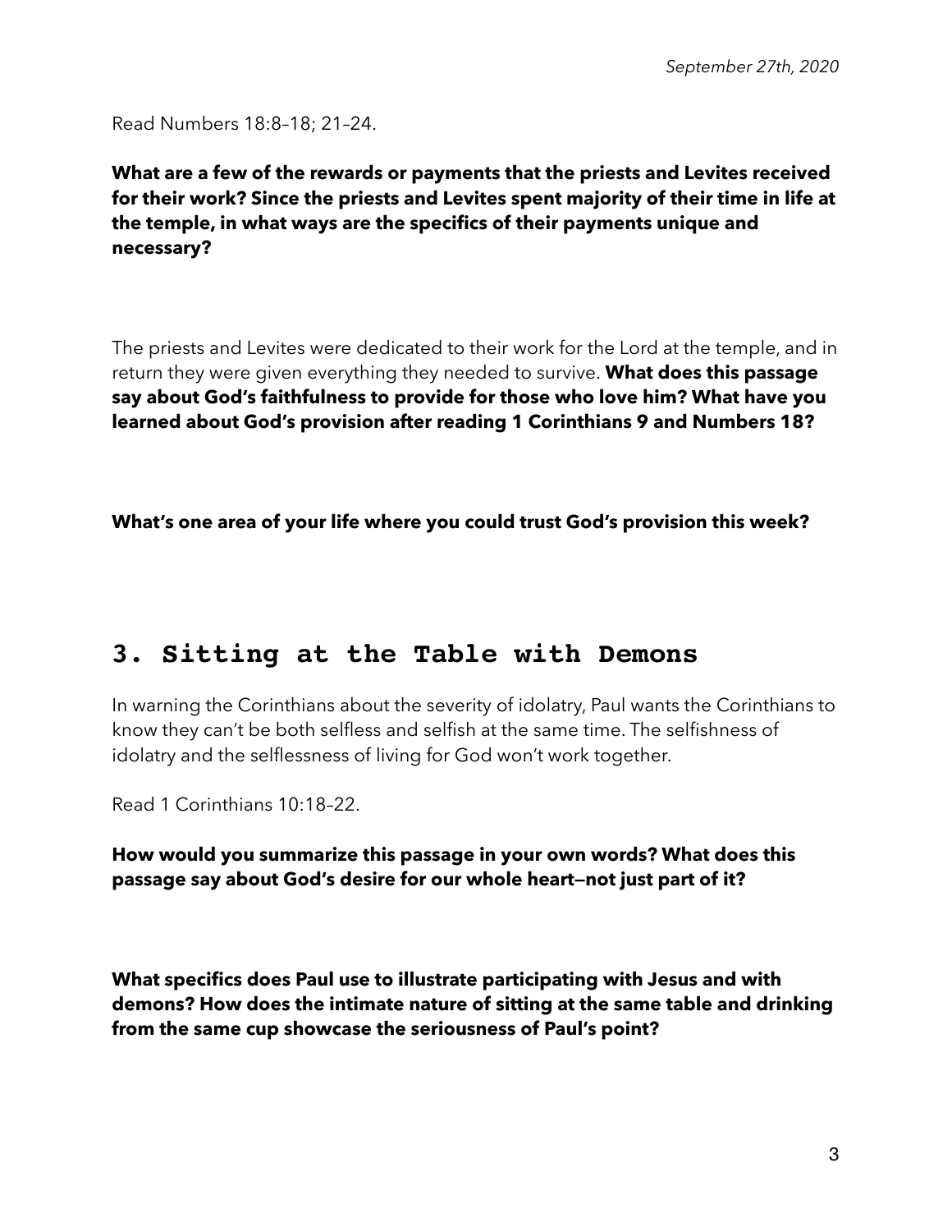*September 27th, 2020*

Read Numbers 18:8–18; 21–24.

**What are a few of the rewards or payments that the priests and Levites received for their work? Since the priests and Levites spent majority of their time in life at the temple, in what ways are the specifics of their payments unique and necessary?**

The priests and Levites were dedicated to their work for the Lord at the temple, and in return they were given everything they needed to survive. **What does this passage say about God's faithfulness to provide for those who love him? What have you learned about God's provision after reading 1 Corinthians 9 and Numbers 18?**

**What's one area of your life where you could trust God's provision this week?**

## 3. Sitting at the Table with Demons

In warning the Corinthians about the severity of idolatry, Paul wants the Corinthians to know they can't be both selfless and selfish at the same time. The selfishness of idolatry and the selflessness of living for God won't work together.

Read 1 Corinthians 10:18–22.

**How would you summarize this passage in your own words? What does this passage say about God's desire for our whole heart—not just part of it?**

**What specifics does Paul use to illustrate participating with Jesus and with demons? How does the intimate nature of sitting at the same table and drinking from the same cup showcase the seriousness of Paul's point?**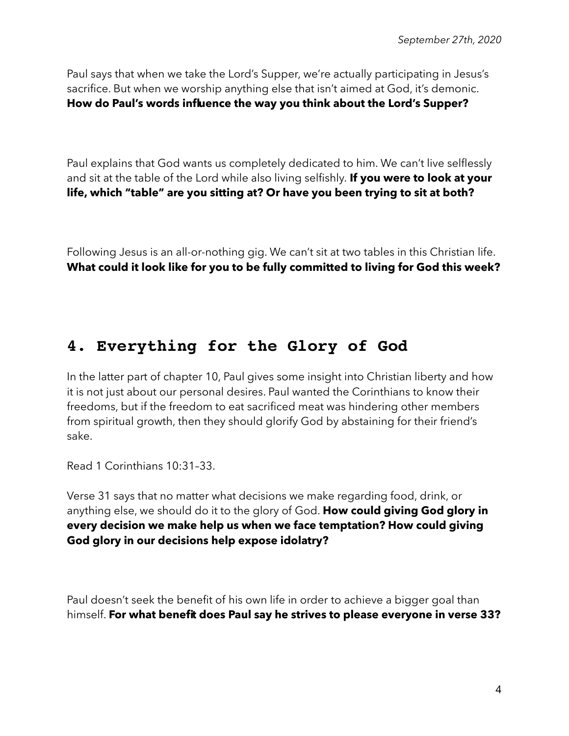*September 27th, 2020*

Paul says that when we take the Lord's Supper, we're actually participating in Jesus's sacrifice. But when we worship anything else that isn't aimed at God, it's demonic. **How do Paul's words influence the way you think about the Lord's Supper?**

Paul explains that God wants us completely dedicated to him. We can't live selflessly and sit at the table of the Lord while also living selfishly. **If you were to look at your life, which "table" are you sitting at? Or have you been trying to sit at both?**

Following Jesus is an all-or-nothing gig. We can't sit at two tables in this Christian life. **What could it look like for you to be fully committed to living for God this week?**

## 4. Everything for the Glory of God

In the latter part of chapter 10, Paul gives some insight into Christian liberty and how it is not just about our personal desires. Paul wanted the Corinthians to know their freedoms, but if the freedom to eat sacrificed meat was hindering other members from spiritual growth, then they should glorify God by abstaining for their friend's sake.

Read 1 Corinthians 10:31–33.

Verse 31 says that no matter what decisions we make regarding food, drink, or anything else, we should do it to the glory of God. **How could giving God glory in every decision we make help us when we face temptation? How could giving God glory in our decisions help expose idolatry?**

Paul doesn't seek the benefit of his own life in order to achieve a bigger goal than himself. **For what benefit does Paul say he strives to please everyone in verse 33?**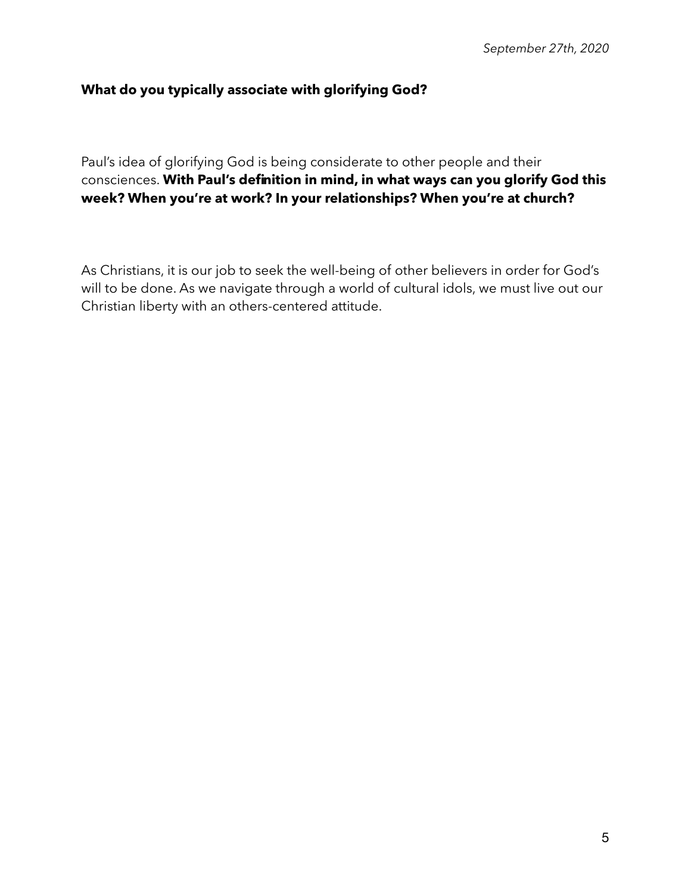*September 27th, 2020*

**What do you typically associate with glorifying God?**

Paul's idea of glorifying God is being considerate to other people and their consciences. **With Paul's definition in mind, in what ways can you glorify God this week? When you're at work? In your relationships? When you're at church?**

As Christians, it is our job to seek the well-being of other believers in order for God's will to be done. As we navigate through a world of cultural idols, we must live out our Christian liberty with an others-centered attitude.